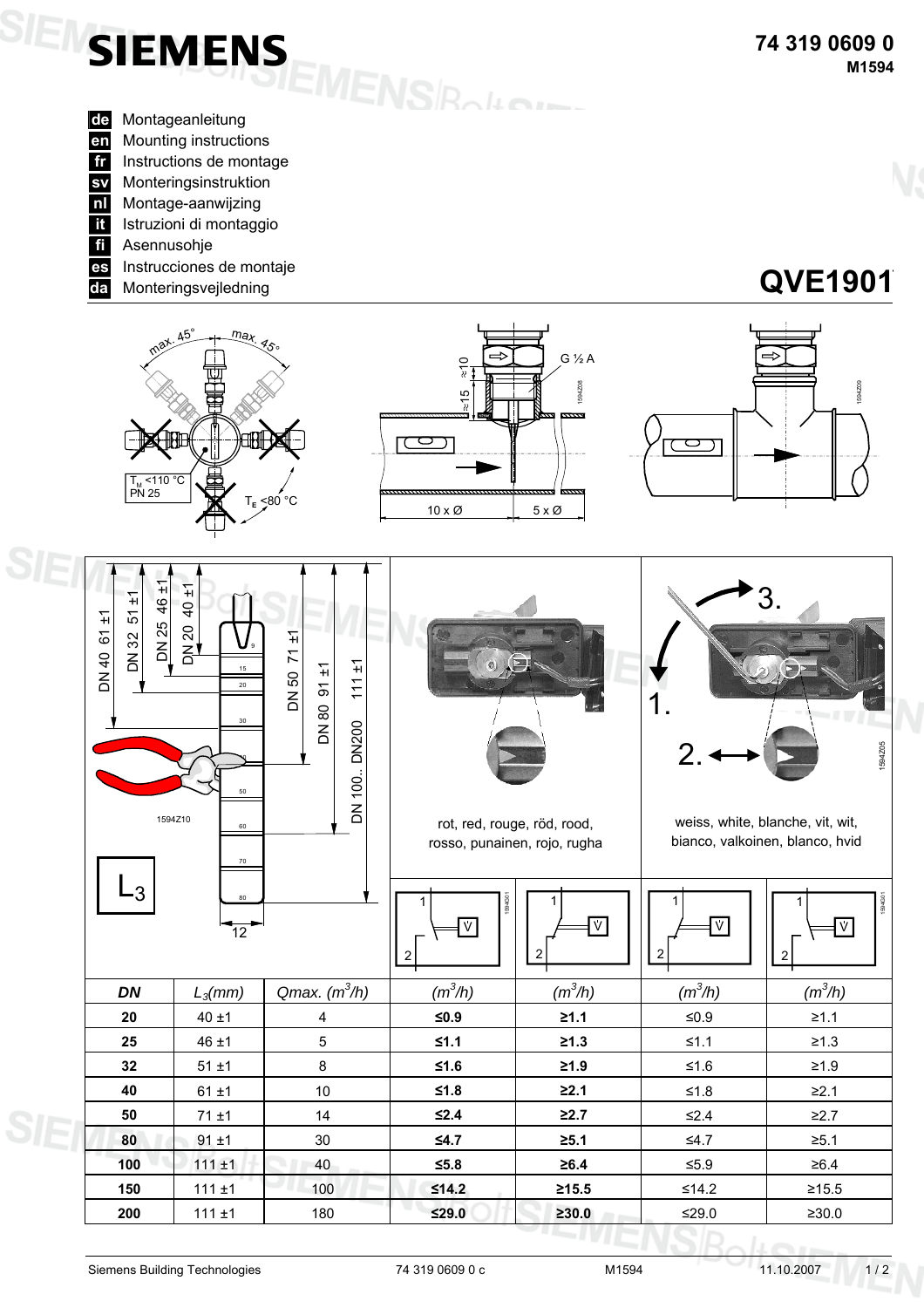SIEMENS

**74 319 0609 0**
**M1594**

- **de** Montageanleitung
- **en** Mounting instructions
- **fr** Instructions de montage
- **sv** Monteringsinstruktion
- **nl** Montage-aanwijzing
- **it** Istruzioni di montaggio
- **fi** Asennusohje
- **es** Instrucciones de montaje
- **da** Monteringsvejledning

# QVE1901

max. 45° max. 45°

$T_M$ <110 °C
PN 25

$T_E$ <80 °C

≈10 ≈15 G ½ A

10 x Ø 5 x Ø

DN 40 61 ±1, DN 32 51 ±1, DN 25 46 ±1, DN 20 40 ±1, DN 50 71 ±1, DN 80 91 ±1, DN 100.. DN200 111 ±1

$L_3$

12

rot, red, rouge, röd, rood, rosso, punainen, rojo, rugha

1. 2. 3.

weiss, white, blanche, vit, wit, bianco, valkoinen, blanco, hvid

| DN | $L_3$(mm) | Qmax. ($m^3/h$) | ($m^3/h$) | ($m^3/h$) | ($m^3/h$) | ($m^3/h$) |
|---|---|---|---|---|---|---|
| **20** | 40 ±1 | 4 | **≤0.9** | **≥1.1** | ≤0.9 | ≥1.1 |
| **25** | 46 ±1 | 5 | **≤1.1** | **≥1.3** | ≤1.1 | ≥1.3 |
| **32** | 51 ±1 | 8 | **≤1.6** | **≥1.9** | ≤1.6 | ≥1.9 |
| **40** | 61 ±1 | 10 | **≤1.8** | **≥2.1** | ≤1.8 | ≥2.1 |
| **50** | 71 ±1 | 14 | **≤2.4** | **≥2.7** | ≤2.4 | ≥2.7 |
| **80** | 91 ±1 | 30 | **≤4.7** | **≥5.1** | ≤4.7 | ≥5.1 |
| **100** | 111 ±1 | 40 | **≤5.8** | **≥6.4** | ≤5.9 | ≥6.4 |
| **150** | 111 ±1 | 100 | **≤14.2** | **≥15.5** | ≤14.2 | ≥15.5 |
| **200** | 111 ±1 | 180 | **≤29.0** | **≥30.0** | ≤29.0 | ≥30.0 |

Siemens Building Technologies 74 319 0609 0 c M1594 11.10.2007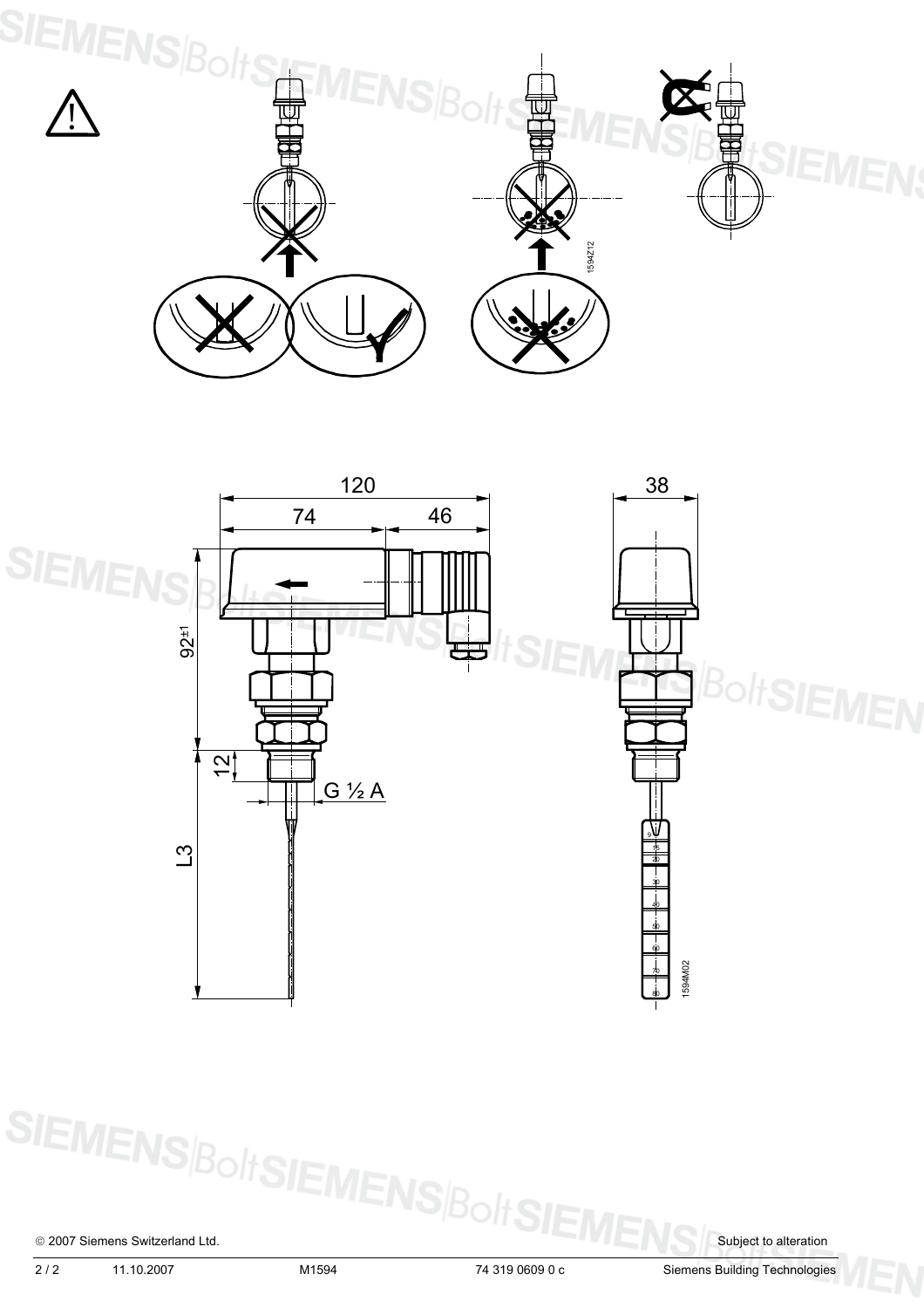1594Z12

120

74

46

38

92±1

12

G ½ A

L3

1594M02

© 2007 Siemens Switzerland Ltd.

Subject to alteration

11.10.2007

M1594

74 319 0609 0 c

Siemens Building Technologies